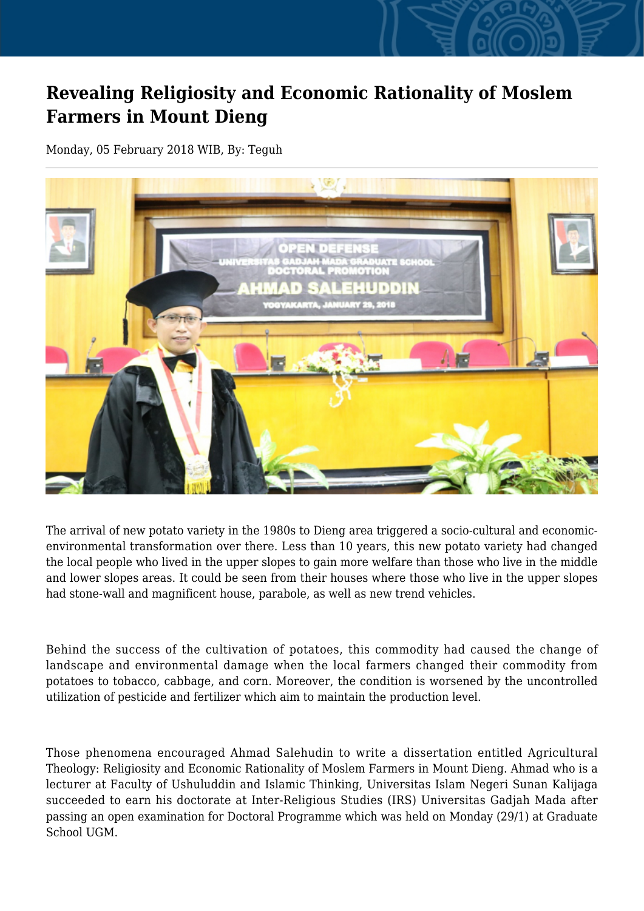# Revealing Religiosity and Economic Rationality of Moslem Farmers in Mount Dieng

Monday, 05 February 2018 WIB, By: Teguh

The arrival of new potato variety in the 1980s to Dieng area triggered a socio-cultural and economic-environmental transformation over there. Less than 10 years, this new potato variety had changed the local people who lived in the upper slopes to gain more welfare than those who live in the middle and lower slopes areas. It could be seen from their houses where those who live in the upper slopes had stone-wall and magnificent house, parabole, as well as new trend vehicles.

Behind the success of the cultivation of potatoes, this commodity had caused the change of landscape and environmental damage when the local farmers changed their commodity from potatoes to tobacco, cabbage, and corn. Moreover, the condition is worsened by the uncontrolled utilization of pesticide and fertilizer which aim to maintain the production level.

Those phenomena encouraged Ahmad Salehudin to write a dissertation entitled Agricultural Theology: Religiosity and Economic Rationality of Moslem Farmers in Mount Dieng. Ahmad who is a lecturer at Faculty of Ushuluddin and Islamic Thinking, Universitas Islam Negeri Sunan Kalijaga succeeded to earn his doctorate at Inter-Religious Studies (IRS) Universitas Gadjah Mada after passing an open examination for Doctoral Programme which was held on Monday (29/1) at Graduate School UGM.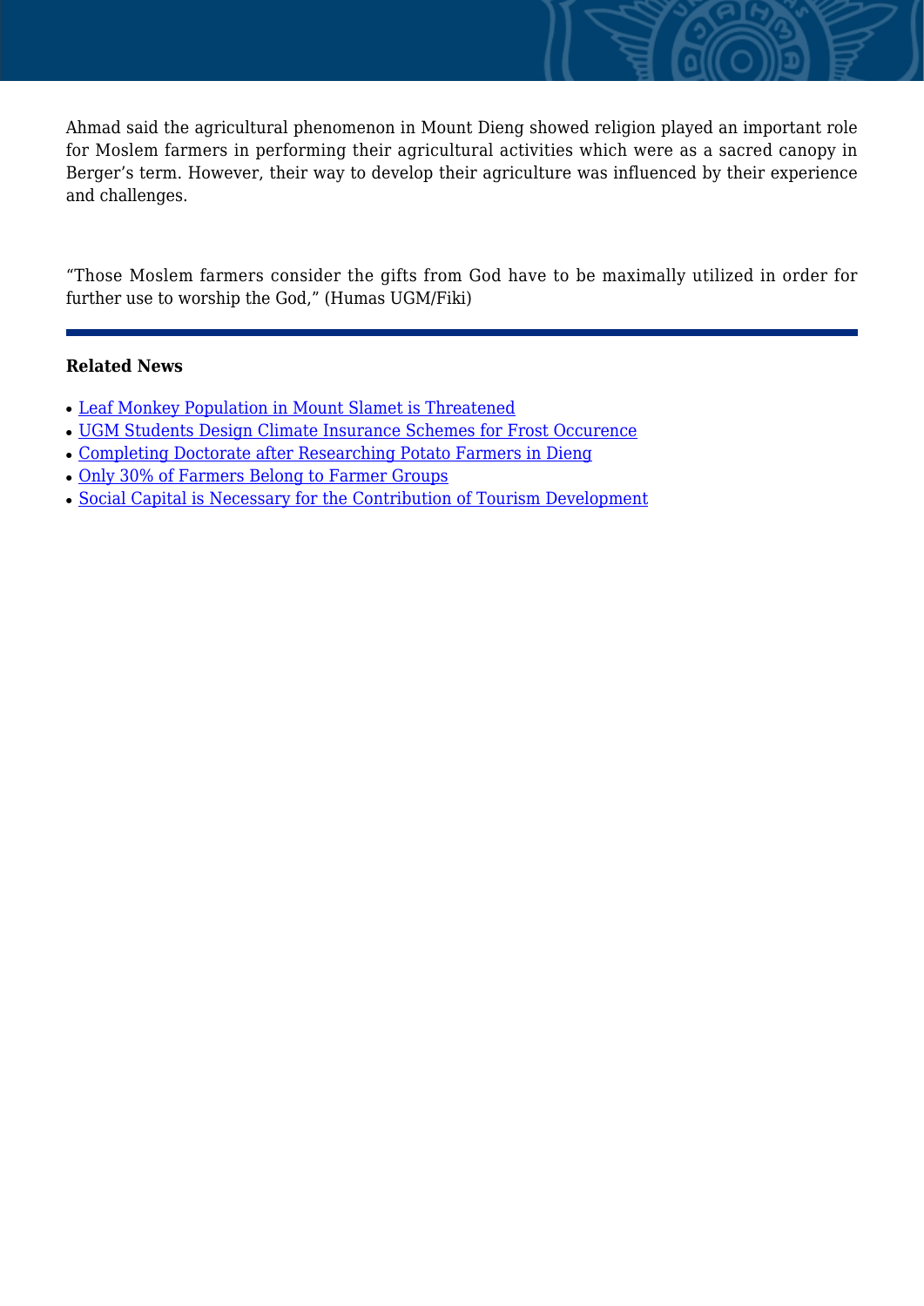Ahmad said the agricultural phenomenon in Mount Dieng showed religion played an important role for Moslem farmers in performing their agricultural activities which were as a sacred canopy in Berger's term. However, their way to develop their agriculture was influenced by their experience and challenges.

"Those Moslem farmers consider the gifts from God have to be maximally utilized in order for further use to worship the God," (Humas UGM/Fiki)

---

**Related News**

- Leaf Monkey Population in Mount Slamet is Threatened
- UGM Students Design Climate Insurance Schemes for Frost Occurence
- Completing Doctorate after Researching Potato Farmers in Dieng
- Only 30% of Farmers Belong to Farmer Groups
- Social Capital is Necessary for the Contribution of Tourism Development